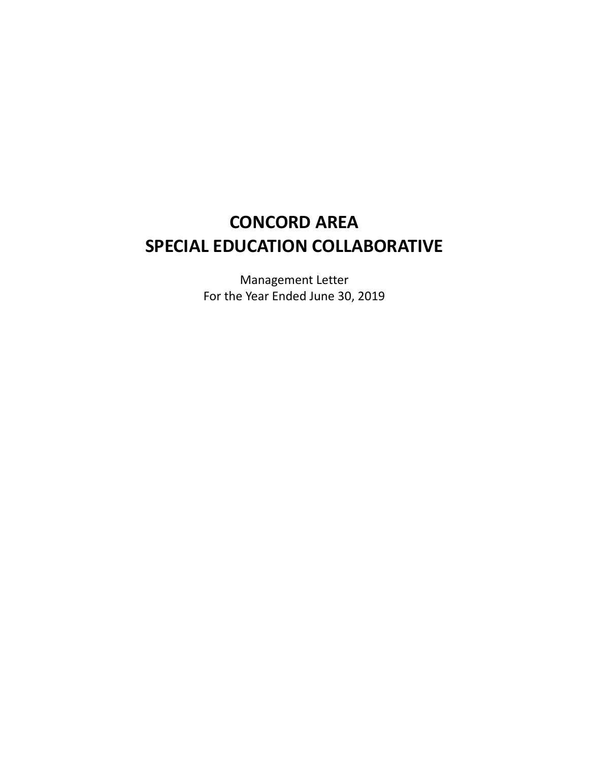# CONCORD AREA SPECIAL EDUCATION COLLABORATIVE

Management Letter
For the Year Ended June 30, 2019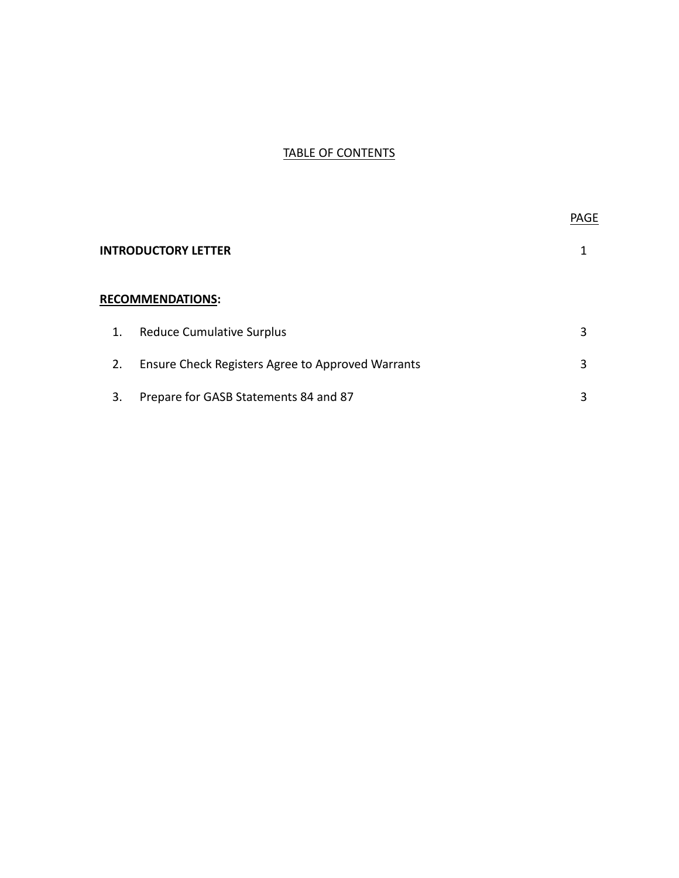# TABLE OF CONTENTS

| | PAGE |
|---|---|
| **INTRODUCTORY LETTER** | 1 |
| **RECOMMENDATIONS:** | |
| 1. Reduce Cumulative Surplus | 3 |
| 2. Ensure Check Registers Agree to Approved Warrants | 3 |
| 3. Prepare for GASB Statements 84 and 87 | 3 |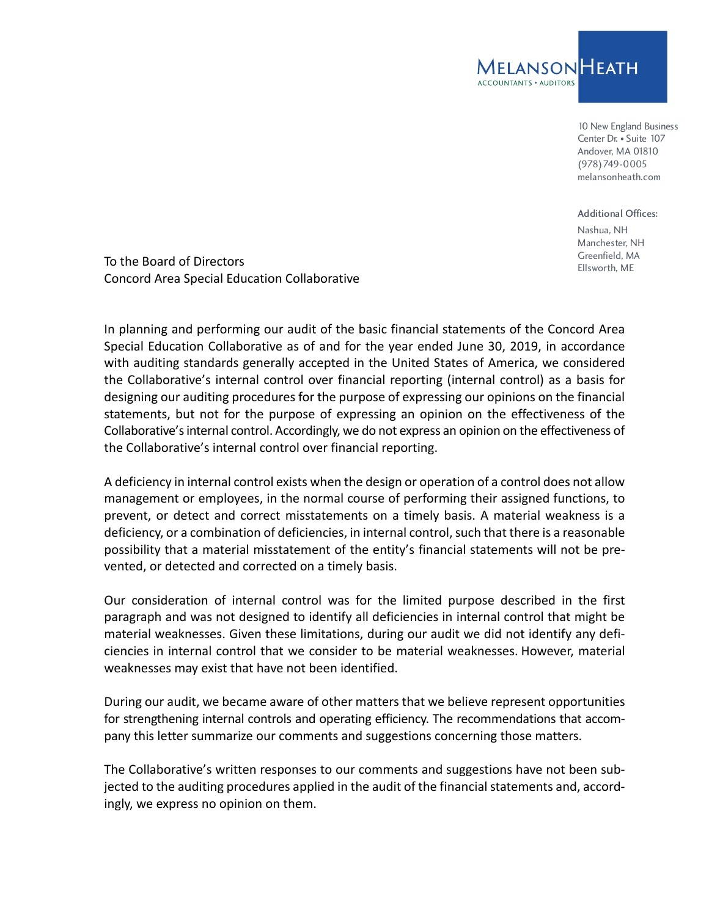MELANSON HEATH
ACCOUNTANTS • AUDITORS

10 New England Business Center Dr. • Suite 107
Andover, MA 01810
(978) 749-0005
melansonheath.com

Additional Offices:
Nashua, NH
Manchester, NH
Greenfield, MA
Ellsworth, ME

To the Board of Directors
Concord Area Special Education Collaborative

In planning and performing our audit of the basic financial statements of the Concord Area Special Education Collaborative as of and for the year ended June 30, 2019, in accordance with auditing standards generally accepted in the United States of America, we considered the Collaborative's internal control over financial reporting (internal control) as a basis for designing our auditing procedures for the purpose of expressing our opinions on the financial statements, but not for the purpose of expressing an opinion on the effectiveness of the Collaborative's internal control. Accordingly, we do not express an opinion on the effectiveness of the Collaborative's internal control over financial reporting.

A deficiency in internal control exists when the design or operation of a control does not allow management or employees, in the normal course of performing their assigned functions, to prevent, or detect and correct misstatements on a timely basis. A material weakness is a deficiency, or a combination of deficiencies, in internal control, such that there is a reasonable possibility that a material misstatement of the entity's financial statements will not be prevented, or detected and corrected on a timely basis.

Our consideration of internal control was for the limited purpose described in the first paragraph and was not designed to identify all deficiencies in internal control that might be material weaknesses. Given these limitations, during our audit we did not identify any deficiencies in internal control that we consider to be material weaknesses. However, material weaknesses may exist that have not been identified.

During our audit, we became aware of other matters that we believe represent opportunities for strengthening internal controls and operating efficiency. The recommendations that accompany this letter summarize our comments and suggestions concerning those matters.

The Collaborative's written responses to our comments and suggestions have not been subjected to the auditing procedures applied in the audit of the financial statements and, accordingly, we express no opinion on them.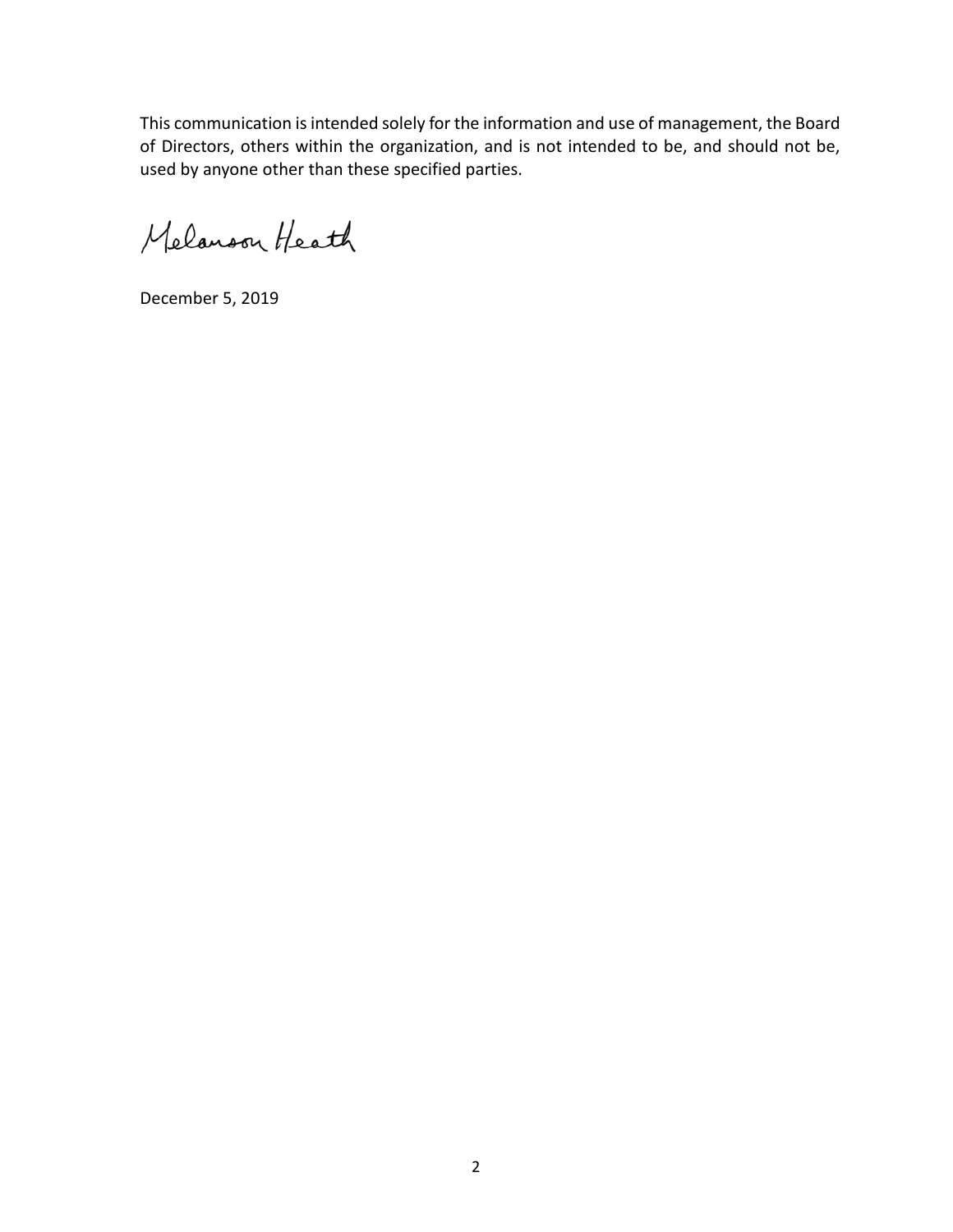This communication is intended solely for the information and use of management, the Board of Directors, others within the organization, and is not intended to be, and should not be, used by anyone other than these specified parties.

Melanson Heath

December 5, 2019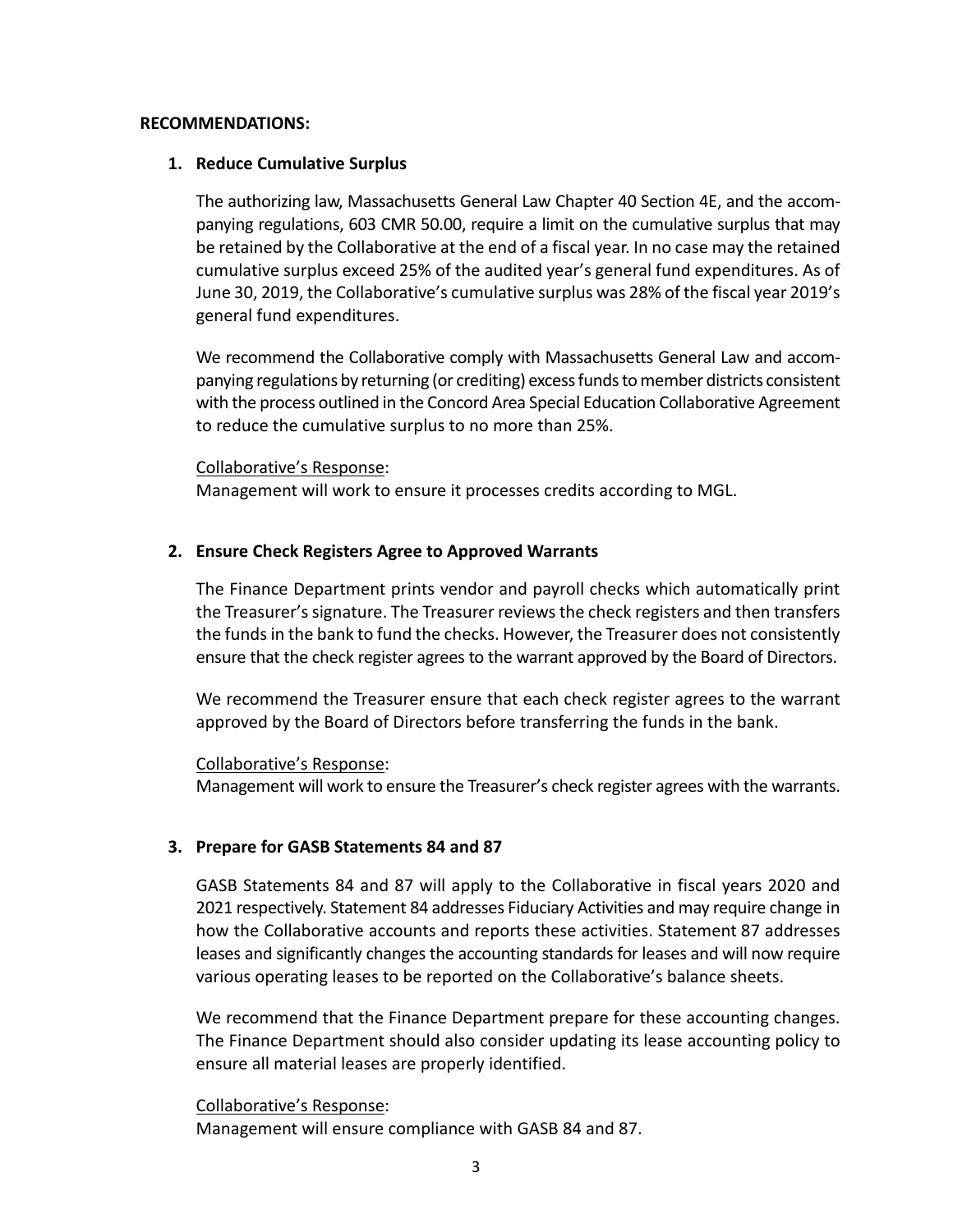**RECOMMENDATIONS:**

1. **Reduce Cumulative Surplus**

   The authorizing law, Massachusetts General Law Chapter 40 Section 4E, and the accompanying regulations, 603 CMR 50.00, require a limit on the cumulative surplus that may be retained by the Collaborative at the end of a fiscal year. In no case may the retained cumulative surplus exceed 25% of the audited year's general fund expenditures. As of June 30, 2019, the Collaborative's cumulative surplus was 28% of the fiscal year 2019's general fund expenditures.

   We recommend the Collaborative comply with Massachusetts General Law and accompanying regulations by returning (or crediting) excess funds to member districts consistent with the process outlined in the Concord Area Special Education Collaborative Agreement to reduce the cumulative surplus to no more than 25%.

   Collaborative's Response:
   Management will work to ensure it processes credits according to MGL.

2. **Ensure Check Registers Agree to Approved Warrants**

   The Finance Department prints vendor and payroll checks which automatically print the Treasurer's signature. The Treasurer reviews the check registers and then transfers the funds in the bank to fund the checks. However, the Treasurer does not consistently ensure that the check register agrees to the warrant approved by the Board of Directors.

   We recommend the Treasurer ensure that each check register agrees to the warrant approved by the Board of Directors before transferring the funds in the bank.

   Collaborative's Response:
   Management will work to ensure the Treasurer's check register agrees with the warrants.

3. **Prepare for GASB Statements 84 and 87**

   GASB Statements 84 and 87 will apply to the Collaborative in fiscal years 2020 and 2021 respectively. Statement 84 addresses Fiduciary Activities and may require change in how the Collaborative accounts and reports these activities. Statement 87 addresses leases and significantly changes the accounting standards for leases and will now require various operating leases to be reported on the Collaborative's balance sheets.

   We recommend that the Finance Department prepare for these accounting changes. The Finance Department should also consider updating its lease accounting policy to ensure all material leases are properly identified.

   Collaborative's Response:
   Management will ensure compliance with GASB 84 and 87.